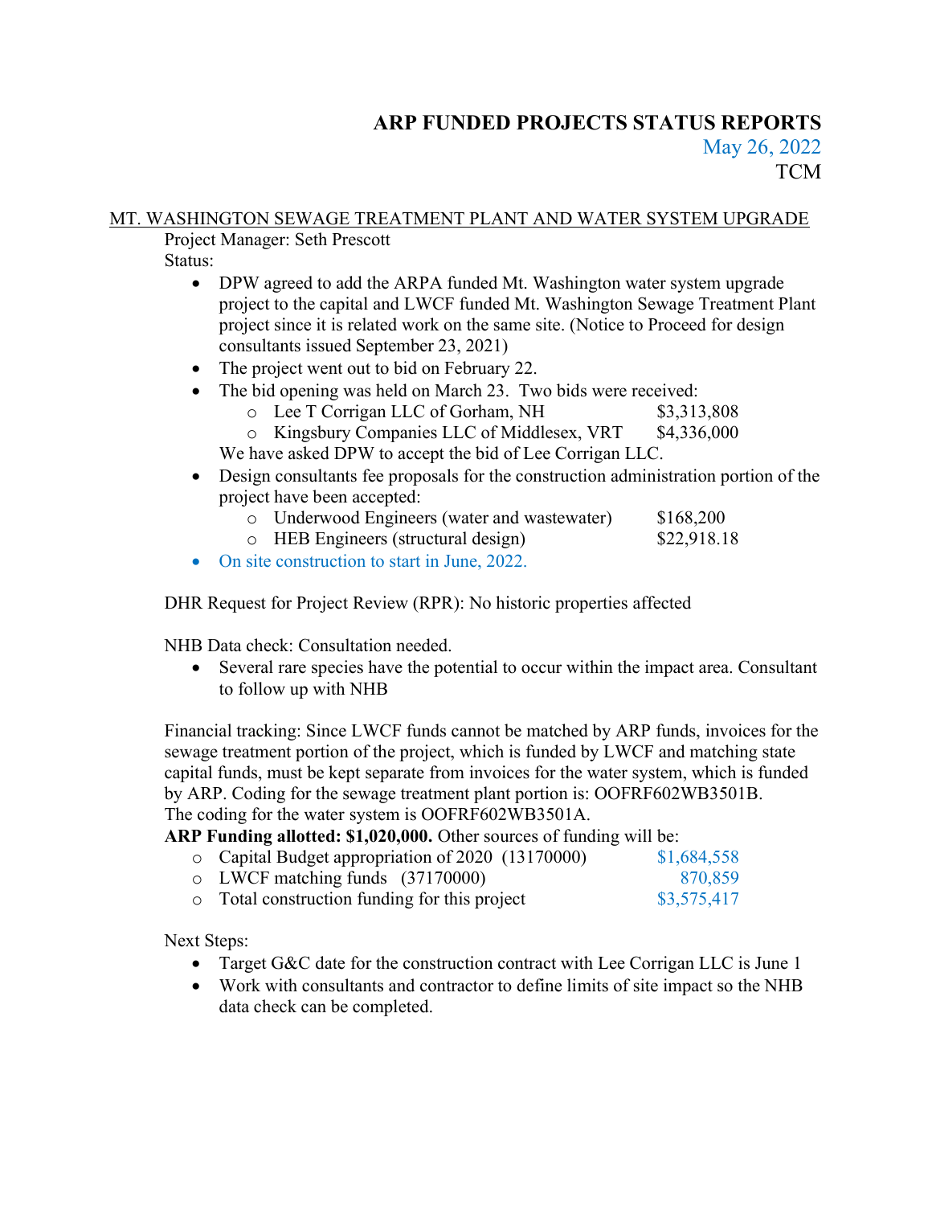# ARP FUNDED PROJECTS STATUS REPORTS

May 26, 2022

TCM

## MT. WASHINGTON SEWAGE TREATMENT PLANT AND WATER SYSTEM UPGRADE

Project Manager: Seth Prescott

Status:

- DPW agreed to add the ARPA funded Mt. Washington water system upgrade project to the capital and LWCF funded Mt. Washington Sewage Treatment Plant project since it is related work on the same site. (Notice to Proceed for design consultants issued September 23, 2021)
- The project went out to bid on February 22.
- The bid opening was held on March 23. Two bids were received:
  - Lee T Corrigan LLC of Gorham, NH $3,313,808
  - Kingsbury Companies LLC of Middlesex, VRT $4,336,000

  We have asked DPW to accept the bid of Lee Corrigan LLC.
- Design consultants fee proposals for the construction administration portion of the project have been accepted:
  - Underwood Engineers (water and wastewater) $168,200
  - HEB Engineers (structural design) $22,918.18
- On site construction to start in June, 2022.

DHR Request for Project Review (RPR): No historic properties affected

NHB Data check: Consultation needed.

- Several rare species have the potential to occur within the impact area. Consultant to follow up with NHB

Financial tracking: Since LWCF funds cannot be matched by ARP funds, invoices for the sewage treatment portion of the project, which is funded by LWCF and matching state capital funds, must be kept separate from invoices for the water system, which is funded by ARP. Coding for the sewage treatment plant portion is: OOFRF602WB3501B. The coding for the water system is OOFRF602WB3501A.

**ARP Funding allotted: $1,020,000.** Other sources of funding will be:

- Capital Budget appropriation of 2020 (13170000) $1,684,558
- LWCF matching funds (37170000) 870,859
- Total construction funding for this project $3,575,417

Next Steps:

- Target G&C date for the construction contract with Lee Corrigan LLC is June 1
- Work with consultants and contractor to define limits of site impact so the NHB data check can be completed.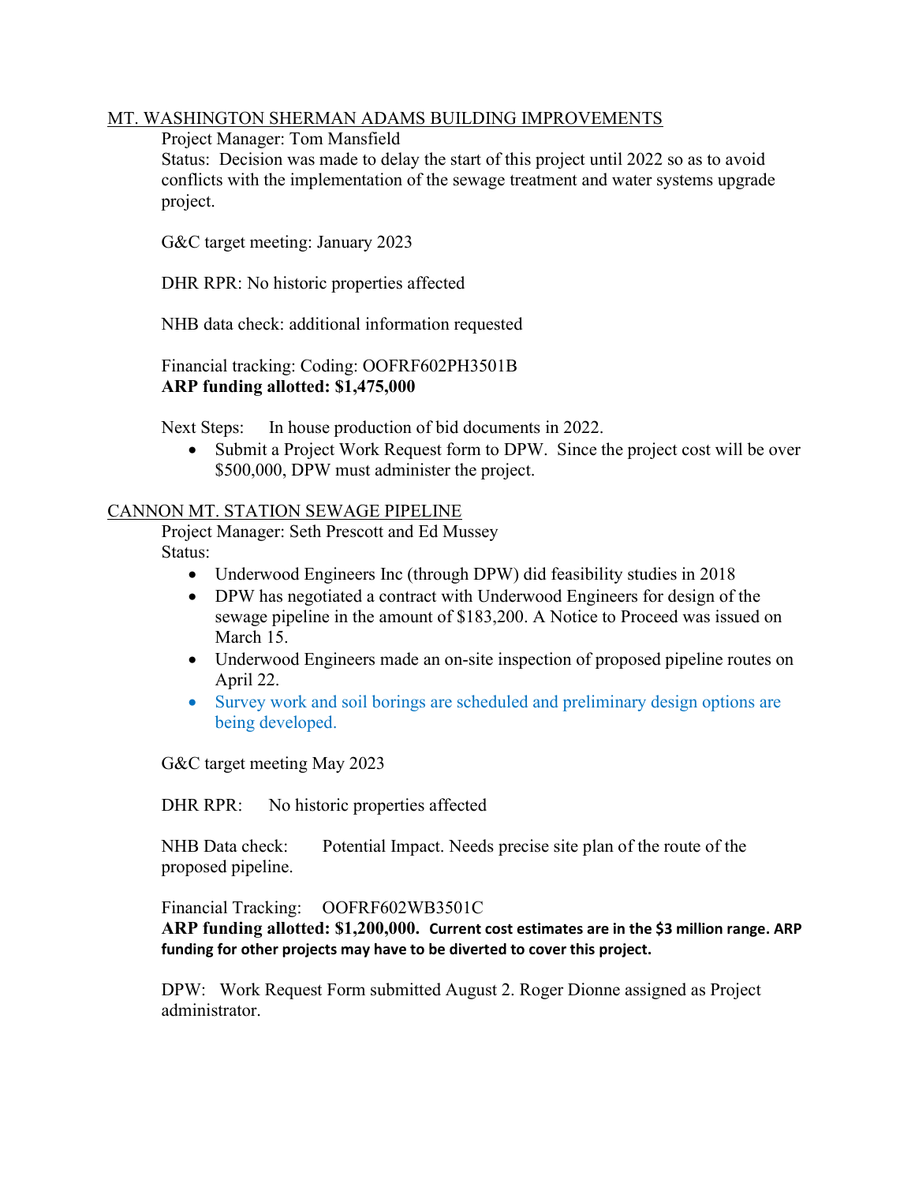MT. WASHINGTON SHERMAN ADAMS BUILDING IMPROVEMENTS

Project Manager: Tom Mansfield

Status: Decision was made to delay the start of this project until 2022 so as to avoid conflicts with the implementation of the sewage treatment and water systems upgrade project.

G&C target meeting: January 2023

DHR RPR: No historic properties affected

NHB data check: additional information requested

Financial tracking: Coding: OOFRF602PH3501B

**ARP funding allotted: $1,475,000**

Next Steps: In house production of bid documents in 2022.

- Submit a Project Work Request form to DPW. Since the project cost will be over $500,000, DPW must administer the project.

CANNON MT. STATION SEWAGE PIPELINE

Project Manager: Seth Prescott and Ed Mussey

Status:

- Underwood Engineers Inc (through DPW) did feasibility studies in 2018
- DPW has negotiated a contract with Underwood Engineers for design of the sewage pipeline in the amount of $183,200. A Notice to Proceed was issued on March 15.
- Underwood Engineers made an on-site inspection of proposed pipeline routes on April 22.
- Survey work and soil borings are scheduled and preliminary design options are being developed.

G&C target meeting May 2023

DHR RPR: No historic properties affected

NHB Data check: Potential Impact. Needs precise site plan of the route of the proposed pipeline.

Financial Tracking: OOFRF602WB3501C

**ARP funding allotted: $1,200,000. Current cost estimates are in the $3 million range. ARP funding for other projects may have to be diverted to cover this project.**

DPW: Work Request Form submitted August 2. Roger Dionne assigned as Project administrator.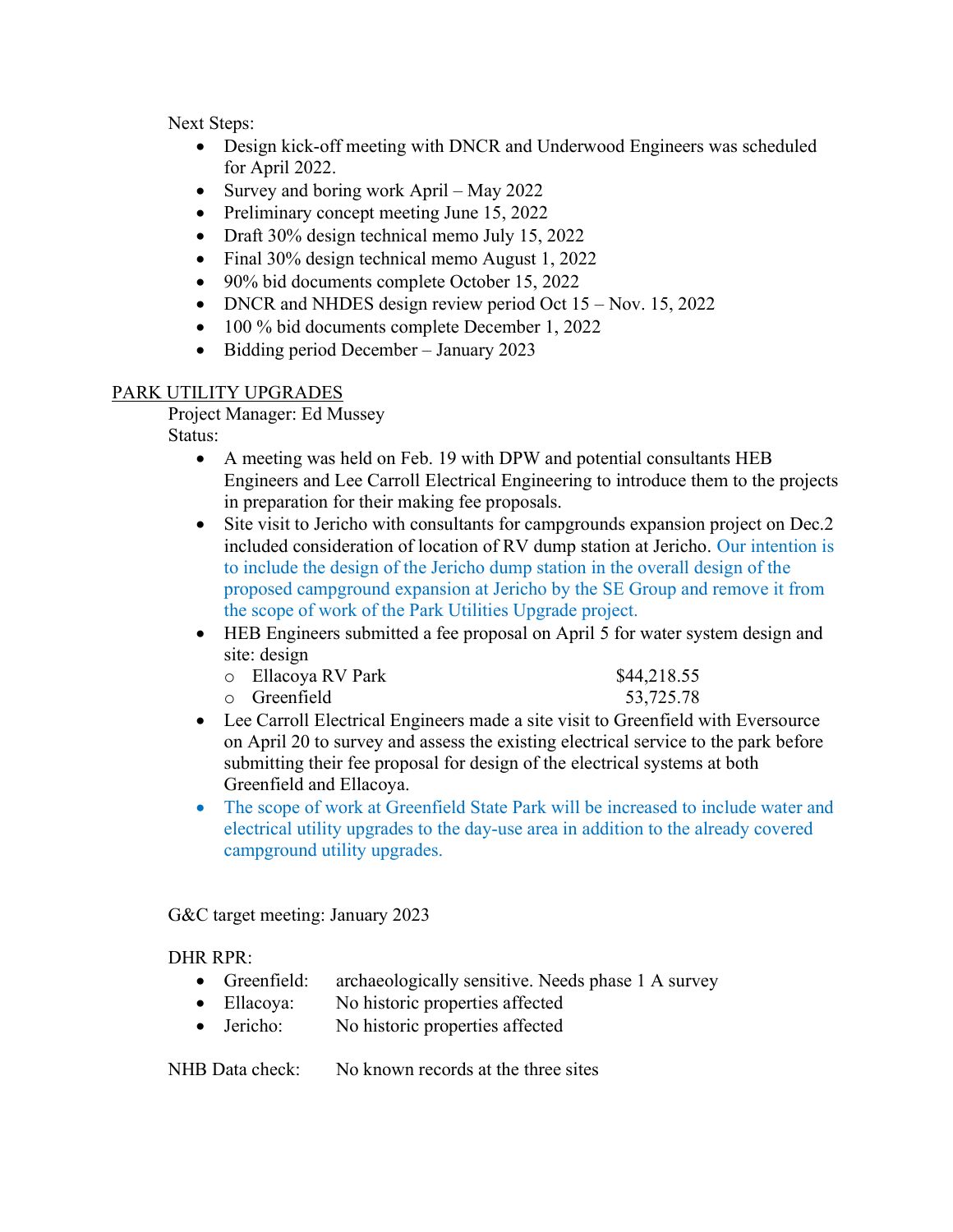Next Steps:

- Design kick-off meeting with DNCR and Underwood Engineers was scheduled for April 2022.
- Survey and boring work April – May 2022
- Preliminary concept meeting June 15, 2022
- Draft 30% design technical memo July 15, 2022
- Final 30% design technical memo August 1, 2022
- 90% bid documents complete October 15, 2022
- DNCR and NHDES design review period Oct 15 – Nov. 15, 2022
- 100 % bid documents complete December 1, 2022
- Bidding period December – January 2023

PARK UTILITY UPGRADES

Project Manager: Ed Mussey

Status:

- A meeting was held on Feb. 19 with DPW and potential consultants HEB Engineers and Lee Carroll Electrical Engineering to introduce them to the projects in preparation for their making fee proposals.
- Site visit to Jericho with consultants for campgrounds expansion project on Dec.2 included consideration of location of RV dump station at Jericho. Our intention is to include the design of the Jericho dump station in the overall design of the proposed campground expansion at Jericho by the SE Group and remove it from the scope of work of the Park Utilities Upgrade project.
- HEB Engineers submitted a fee proposal on April 5 for water system design and site: design
  - Ellacoya RV Park $44,218.55
  - Greenfield 53,725.78
- Lee Carroll Electrical Engineers made a site visit to Greenfield with Eversource on April 20 to survey and assess the existing electrical service to the park before submitting their fee proposal for design of the electrical systems at both Greenfield and Ellacoya.
- The scope of work at Greenfield State Park will be increased to include water and electrical utility upgrades to the day-use area in addition to the already covered campground utility upgrades.

G&C target meeting: January 2023

DHR RPR:

- Greenfield: archaeologically sensitive. Needs phase 1 A survey
- Ellacoya: No historic properties affected
- Jericho: No historic properties affected

NHB Data check: No known records at the three sites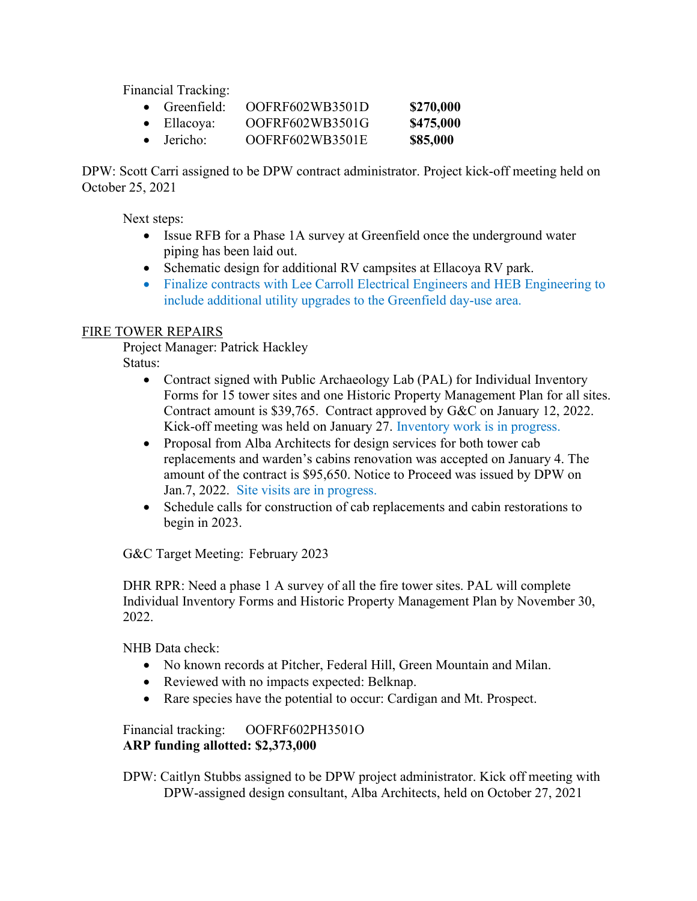Financial Tracking:

- Greenfield: OOFRF602WB3501D **$270,000**
- Ellacoya: OOFRF602WB3501G **$475,000**
- Jericho: OOFRF602WB3501E **$85,000**

DPW: Scott Carri assigned to be DPW contract administrator. Project kick-off meeting held on October 25, 2021

Next steps:

- Issue RFB for a Phase 1A survey at Greenfield once the underground water piping has been laid out.
- Schematic design for additional RV campsites at Ellacoya RV park.
- Finalize contracts with Lee Carroll Electrical Engineers and HEB Engineering to include additional utility upgrades to the Greenfield day-use area.

## FIRE TOWER REPAIRS

Project Manager: Patrick Hackley

Status:

- Contract signed with Public Archaeology Lab (PAL) for Individual Inventory Forms for 15 tower sites and one Historic Property Management Plan for all sites. Contract amount is $39,765. Contract approved by G&C on January 12, 2022. Kick-off meeting was held on January 27. Inventory work is in progress.
- Proposal from Alba Architects for design services for both tower cab replacements and warden's cabins renovation was accepted on January 4. The amount of the contract is $95,650. Notice to Proceed was issued by DPW on Jan.7, 2022. Site visits are in progress.
- Schedule calls for construction of cab replacements and cabin restorations to begin in 2023.

G&C Target Meeting: February 2023

DHR RPR: Need a phase 1 A survey of all the fire tower sites. PAL will complete Individual Inventory Forms and Historic Property Management Plan by November 30, 2022.

NHB Data check:

- No known records at Pitcher, Federal Hill, Green Mountain and Milan.
- Reviewed with no impacts expected: Belknap.
- Rare species have the potential to occur: Cardigan and Mt. Prospect.

Financial tracking: OOFRF602PH3501O

**ARP funding allotted: $2,373,000**

DPW: Caitlyn Stubbs assigned to be DPW project administrator. Kick off meeting with DPW-assigned design consultant, Alba Architects, held on October 27, 2021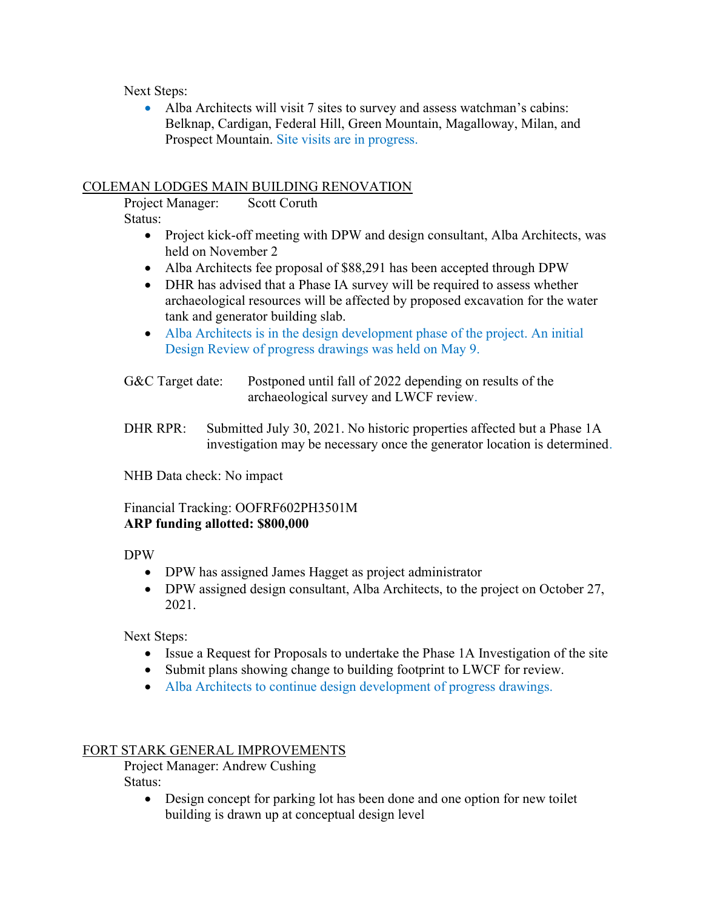Next Steps:

- Alba Architects will visit 7 sites to survey and assess watchman's cabins: Belknap, Cardigan, Federal Hill, Green Mountain, Magalloway, Milan, and Prospect Mountain. Site visits are in progress.

<u>COLEMAN LODGES MAIN BUILDING RENOVATION</u>

Project Manager: Scott Coruth

Status:

- Project kick-off meeting with DPW and design consultant, Alba Architects, was held on November 2
- Alba Architects fee proposal of $88,291 has been accepted through DPW
- DHR has advised that a Phase IA survey will be required to assess whether archaeological resources will be affected by proposed excavation for the water tank and generator building slab.
- Alba Architects is in the design development phase of the project. An initial Design Review of progress drawings was held on May 9.

G&C Target date: Postponed until fall of 2022 depending on results of the archaeological survey and LWCF review.

DHR RPR: Submitted July 30, 2021. No historic properties affected but a Phase 1A investigation may be necessary once the generator location is determined.

NHB Data check: No impact

Financial Tracking: OOFRF602PH3501M
**ARP funding allotted: $800,000**

DPW

- DPW has assigned James Hagget as project administrator
- DPW assigned design consultant, Alba Architects, to the project on October 27, 2021.

Next Steps:

- Issue a Request for Proposals to undertake the Phase 1A Investigation of the site
- Submit plans showing change to building footprint to LWCF for review.
- Alba Architects to continue design development of progress drawings.

<u>FORT STARK GENERAL IMPROVEMENTS</u>

Project Manager: Andrew Cushing

Status:

- Design concept for parking lot has been done and one option for new toilet building is drawn up at conceptual design level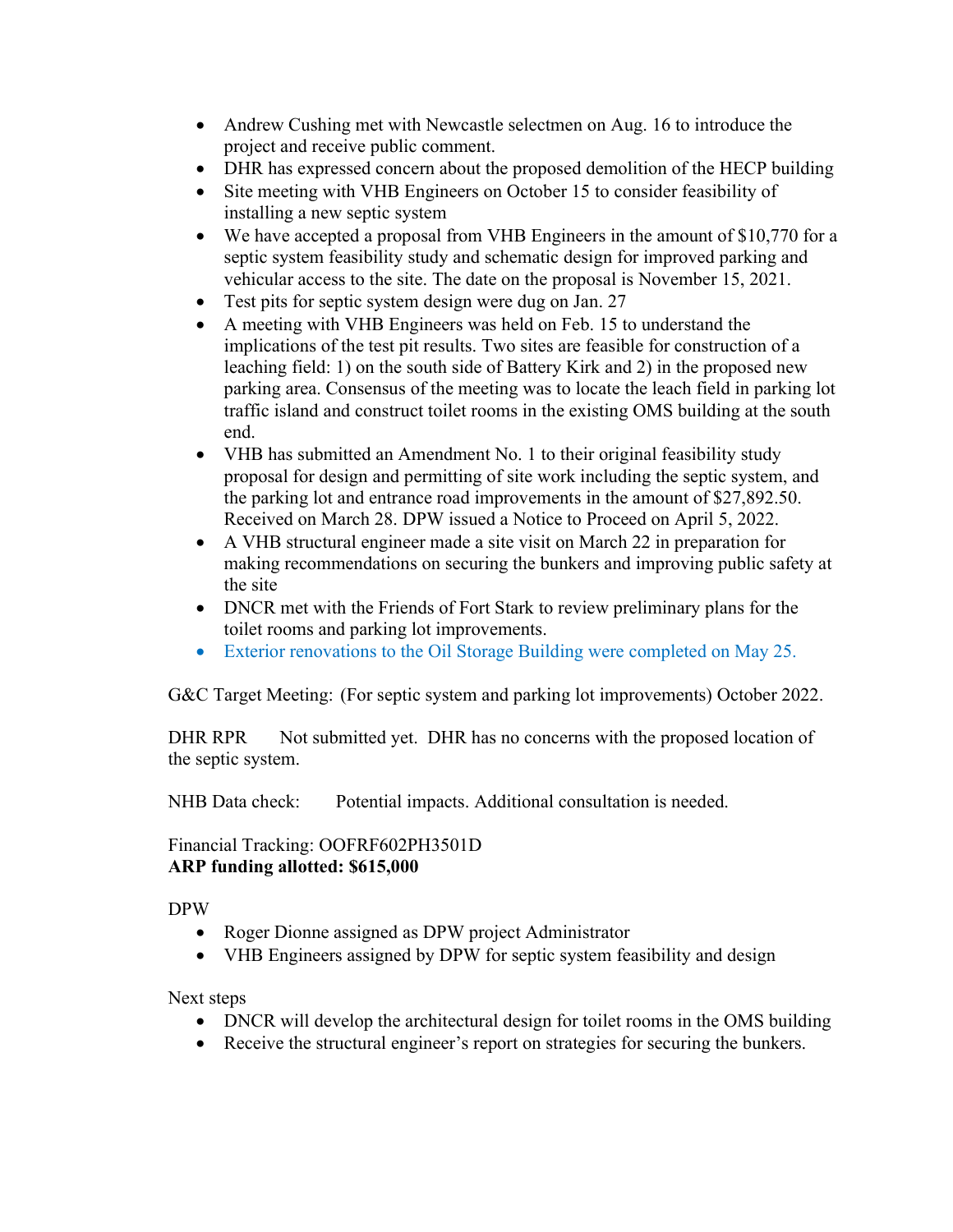- Andrew Cushing met with Newcastle selectmen on Aug. 16 to introduce the project and receive public comment.
- DHR has expressed concern about the proposed demolition of the HECP building
- Site meeting with VHB Engineers on October 15 to consider feasibility of installing a new septic system
- We have accepted a proposal from VHB Engineers in the amount of $10,770 for a septic system feasibility study and schematic design for improved parking and vehicular access to the site. The date on the proposal is November 15, 2021.
- Test pits for septic system design were dug on Jan. 27
- A meeting with VHB Engineers was held on Feb. 15 to understand the implications of the test pit results. Two sites are feasible for construction of a leaching field: 1) on the south side of Battery Kirk and 2) in the proposed new parking area. Consensus of the meeting was to locate the leach field in parking lot traffic island and construct toilet rooms in the existing OMS building at the south end.
- VHB has submitted an Amendment No. 1 to their original feasibility study proposal for design and permitting of site work including the septic system, and the parking lot and entrance road improvements in the amount of $27,892.50. Received on March 28. DPW issued a Notice to Proceed on April 5, 2022.
- A VHB structural engineer made a site visit on March 22 in preparation for making recommendations on securing the bunkers and improving public safety at the site
- DNCR met with the Friends of Fort Stark to review preliminary plans for the toilet rooms and parking lot improvements.
- Exterior renovations to the Oil Storage Building were completed on May 25.

G&C Target Meeting: (For septic system and parking lot improvements) October 2022.

DHR RPR Not submitted yet. DHR has no concerns with the proposed location of the septic system.

NHB Data check: Potential impacts. Additional consultation is needed.

Financial Tracking: OOFRF602PH3501D
**ARP funding allotted: $615,000**

DPW

- Roger Dionne assigned as DPW project Administrator
- VHB Engineers assigned by DPW for septic system feasibility and design

Next steps

- DNCR will develop the architectural design for toilet rooms in the OMS building
- Receive the structural engineer's report on strategies for securing the bunkers.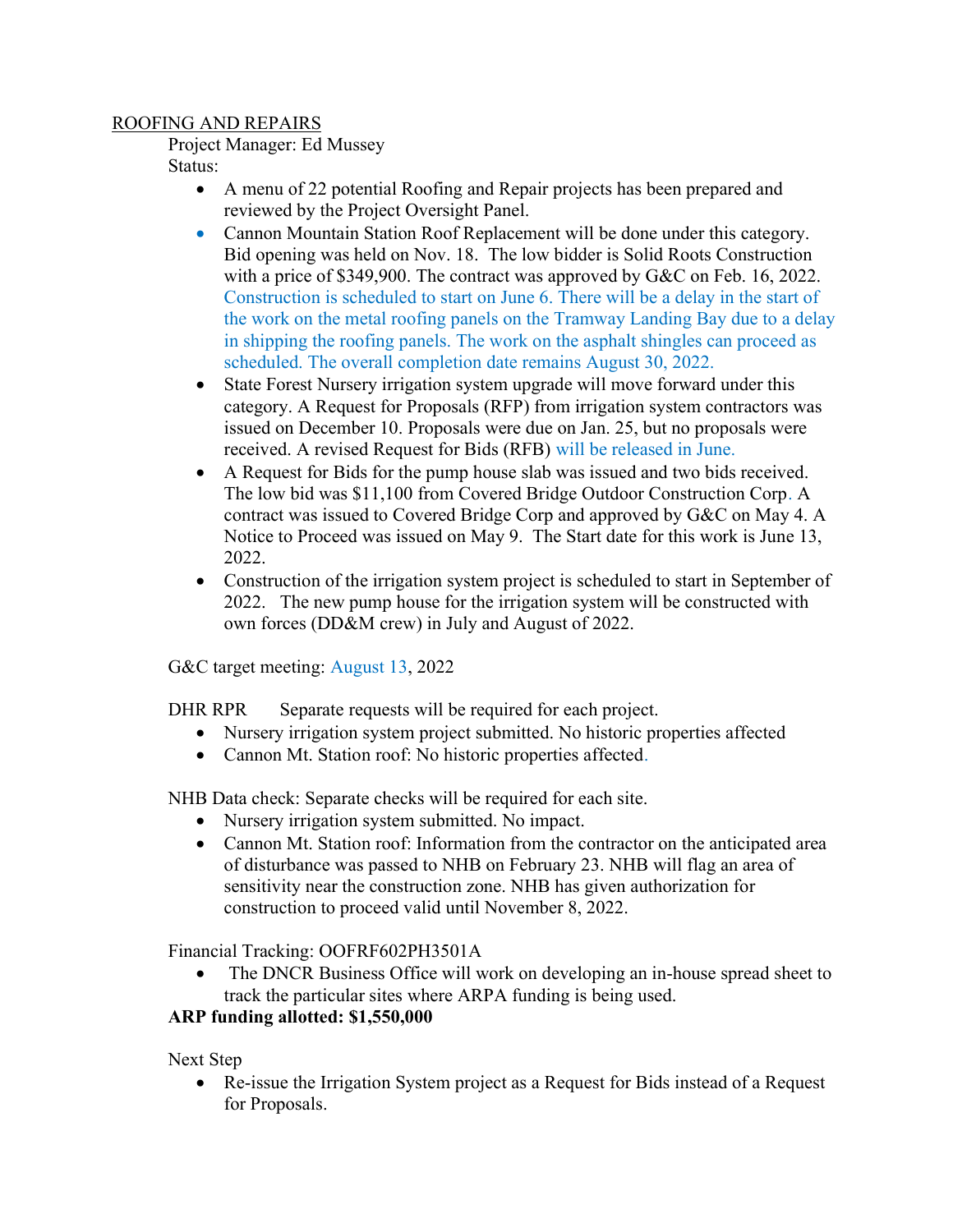ROOFING AND REPAIRS

Project Manager: Ed Mussey

Status:

- A menu of 22 potential Roofing and Repair projects has been prepared and reviewed by the Project Oversight Panel.
- Cannon Mountain Station Roof Replacement will be done under this category. Bid opening was held on Nov. 18. The low bidder is Solid Roots Construction with a price of $349,900. The contract was approved by G&C on Feb. 16, 2022. Construction is scheduled to start on June 6. There will be a delay in the start of the work on the metal roofing panels on the Tramway Landing Bay due to a delay in shipping the roofing panels. The work on the asphalt shingles can proceed as scheduled. The overall completion date remains August 30, 2022.
- State Forest Nursery irrigation system upgrade will move forward under this category. A Request for Proposals (RFP) from irrigation system contractors was issued on December 10. Proposals were due on Jan. 25, but no proposals were received. A revised Request for Bids (RFB) will be released in June.
- A Request for Bids for the pump house slab was issued and two bids received. The low bid was $11,100 from Covered Bridge Outdoor Construction Corp. A contract was issued to Covered Bridge Corp and approved by G&C on May 4. A Notice to Proceed was issued on May 9. The Start date for this work is June 13, 2022.
- Construction of the irrigation system project is scheduled to start in September of 2022. The new pump house for the irrigation system will be constructed with own forces (DD&M crew) in July and August of 2022.

G&C target meeting: August 13, 2022

DHR RPR Separate requests will be required for each project.

- Nursery irrigation system project submitted. No historic properties affected
- Cannon Mt. Station roof: No historic properties affected.

NHB Data check: Separate checks will be required for each site.

- Nursery irrigation system submitted. No impact.
- Cannon Mt. Station roof: Information from the contractor on the anticipated area of disturbance was passed to NHB on February 23. NHB will flag an area of sensitivity near the construction zone. NHB has given authorization for construction to proceed valid until November 8, 2022.

Financial Tracking: OOFRF602PH3501A

- The DNCR Business Office will work on developing an in-house spread sheet to track the particular sites where ARPA funding is being used.

**ARP funding allotted: $1,550,000**

Next Step

- Re-issue the Irrigation System project as a Request for Bids instead of a Request for Proposals.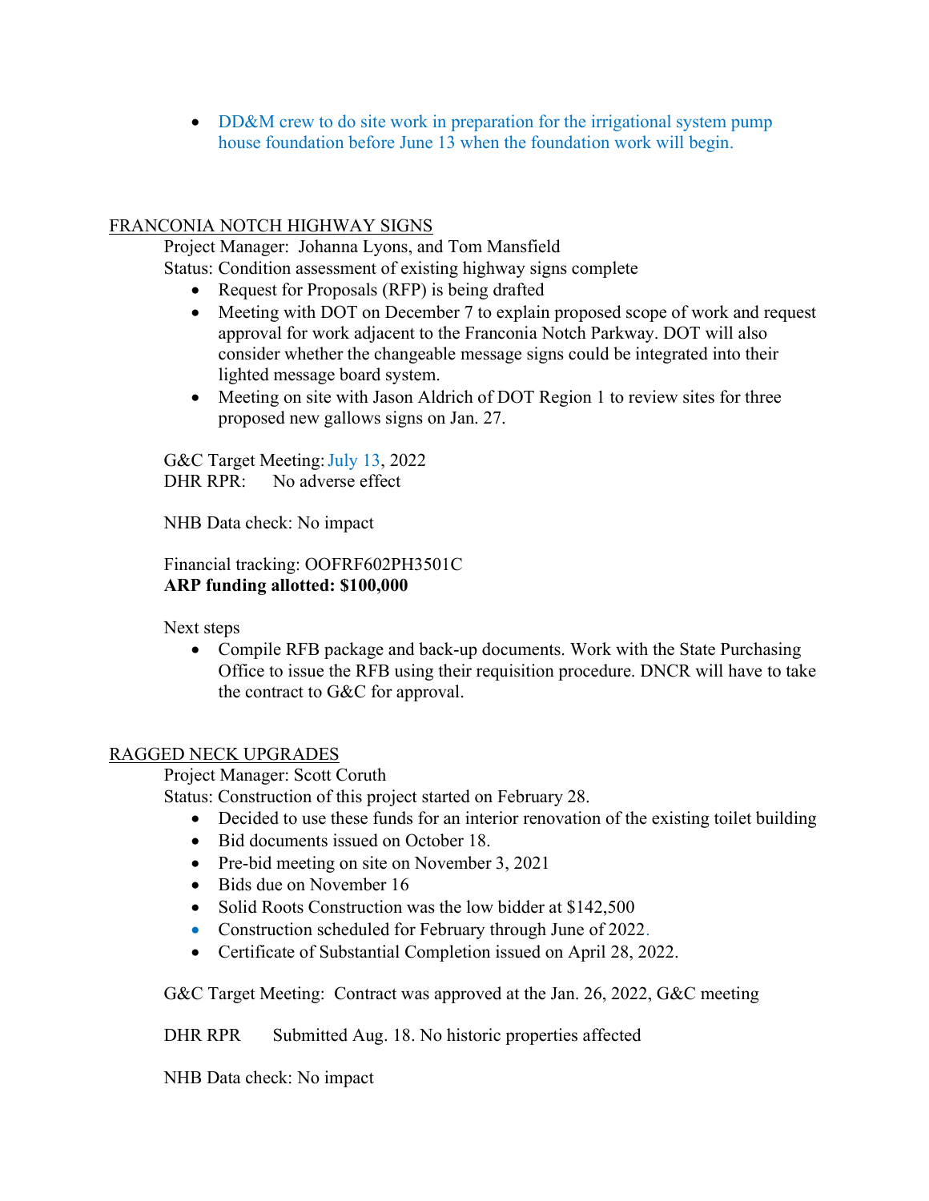- DD&M crew to do site work in preparation for the irrigational system pump house foundation before June 13 when the foundation work will begin.

<u>FRANCONIA NOTCH HIGHWAY SIGNS</u>

Project Manager: Johanna Lyons, and Tom Mansfield

Status: Condition assessment of existing highway signs complete

- Request for Proposals (RFP) is being drafted
- Meeting with DOT on December 7 to explain proposed scope of work and request approval for work adjacent to the Franconia Notch Parkway. DOT will also consider whether the changeable message signs could be integrated into their lighted message board system.
- Meeting on site with Jason Aldrich of DOT Region 1 to review sites for three proposed new gallows signs on Jan. 27.

G&C Target Meeting: July 13, 2022

DHR RPR: No adverse effect

NHB Data check: No impact

Financial tracking: OOFRF602PH3501C

**ARP funding allotted: $100,000**

Next steps

- Compile RFB package and back-up documents. Work with the State Purchasing Office to issue the RFB using their requisition procedure. DNCR will have to take the contract to G&C for approval.

<u>RAGGED NECK UPGRADES</u>

Project Manager: Scott Coruth

Status: Construction of this project started on February 28.

- Decided to use these funds for an interior renovation of the existing toilet building
- Bid documents issued on October 18.
- Pre-bid meeting on site on November 3, 2021
- Bids due on November 16
- Solid Roots Construction was the low bidder at $142,500
- Construction scheduled for February through June of 2022.
- Certificate of Substantial Completion issued on April 28, 2022.

G&C Target Meeting: Contract was approved at the Jan. 26, 2022, G&C meeting

DHR RPR Submitted Aug. 18. No historic properties affected

NHB Data check: No impact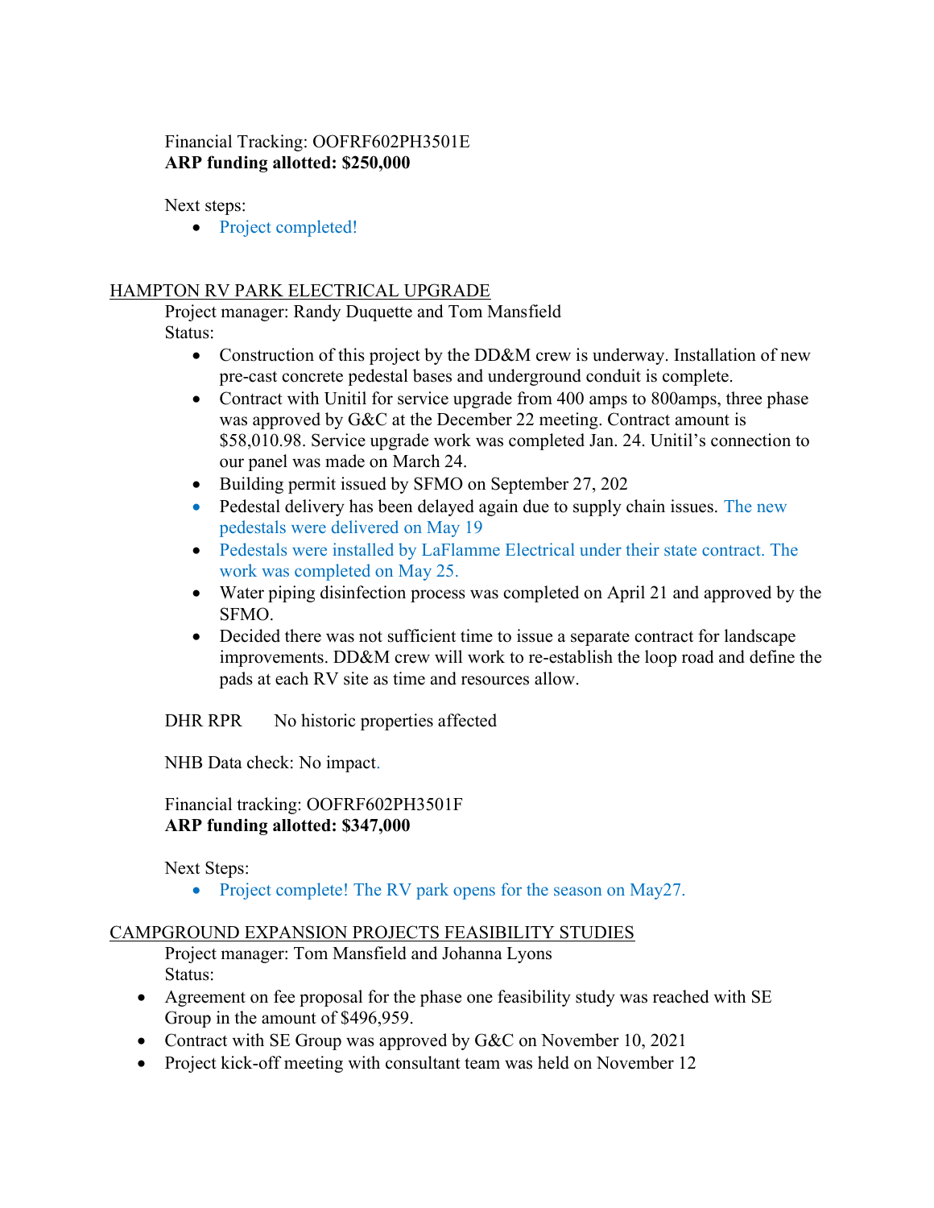Financial Tracking: OOFRF602PH3501E
**ARP funding allotted: $250,000**

Next steps:

- Project completed!

## HAMPTON RV PARK ELECTRICAL UPGRADE

Project manager: Randy Duquette and Tom Mansfield
Status:

- Construction of this project by the DD&M crew is underway. Installation of new pre-cast concrete pedestal bases and underground conduit is complete.
- Contract with Unitil for service upgrade from 400 amps to 800amps, three phase was approved by G&C at the December 22 meeting. Contract amount is $58,010.98. Service upgrade work was completed Jan. 24. Unitil's connection to our panel was made on March 24.
- Building permit issued by SFMO on September 27, 202
- Pedestal delivery has been delayed again due to supply chain issues. The new pedestals were delivered on May 19
- Pedestals were installed by LaFlamme Electrical under their state contract. The work was completed on May 25.
- Water piping disinfection process was completed on April 21 and approved by the SFMO.
- Decided there was not sufficient time to issue a separate contract for landscape improvements. DD&M crew will work to re-establish the loop road and define the pads at each RV site as time and resources allow.

DHR RPR  No historic properties affected

NHB Data check: No impact.

Financial tracking: OOFRF602PH3501F
**ARP funding allotted: $347,000**

Next Steps:

- Project complete! The RV park opens for the season on May27.

## CAMPGROUND EXPANSION PROJECTS FEASIBILITY STUDIES

Project manager: Tom Mansfield and Johanna Lyons
Status:

- Agreement on fee proposal for the phase one feasibility study was reached with SE Group in the amount of $496,959.
- Contract with SE Group was approved by G&C on November 10, 2021
- Project kick-off meeting with consultant team was held on November 12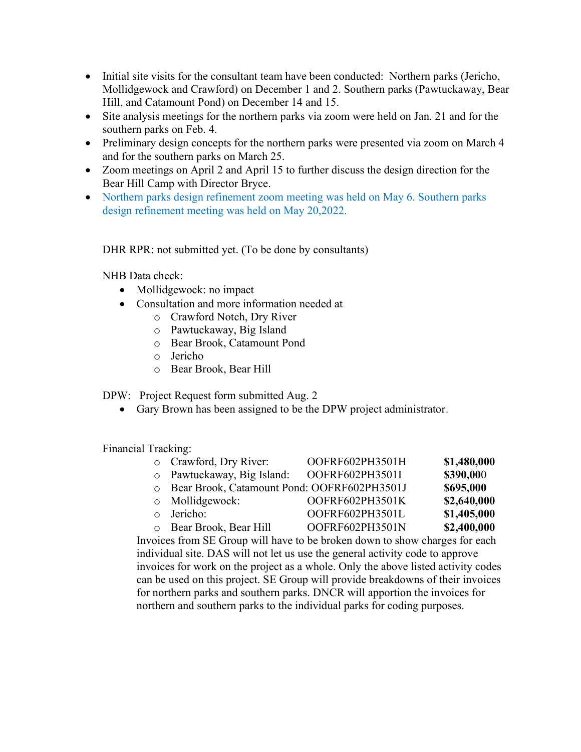- Initial site visits for the consultant team have been conducted: Northern parks (Jericho, Mollidgewock and Crawford) on December 1 and 2. Southern parks (Pawtuckaway, Bear Hill, and Catamount Pond) on December 14 and 15.
- Site analysis meetings for the northern parks via zoom were held on Jan. 21 and for the southern parks on Feb. 4.
- Preliminary design concepts for the northern parks were presented via zoom on March 4 and for the southern parks on March 25.
- Zoom meetings on April 2 and April 15 to further discuss the design direction for the Bear Hill Camp with Director Bryce.
- Northern parks design refinement zoom meeting was held on May 6. Southern parks design refinement meeting was held on May 20,2022.

DHR RPR: not submitted yet. (To be done by consultants)

NHB Data check:

- Mollidgewock: no impact
- Consultation and more information needed at
  - Crawford Notch, Dry River
  - Pawtuckaway, Big Island
  - Bear Brook, Catamount Pond
  - Jericho
  - Bear Brook, Bear Hill

DPW: Project Request form submitted Aug. 2

- Gary Brown has been assigned to be the DPW project administrator.

Financial Tracking:

| | | |
|---|---|---|
| Crawford, Dry River: | OOFRF602PH3501H | **$1,480,000** |
| Pawtuckaway, Big Island: | OOFRF602PH3501I | **$390,000** |
| Bear Brook, Catamount Pond: | OOFRF602PH3501J | **$695,000** |
| Mollidgewock: | OOFRF602PH3501K | **$2,640,000** |
| Jericho: | OOFRF602PH3501L | **$1,405,000** |
| Bear Brook, Bear Hill | OOFRF602PH3501N | **$2,400,000** |

Invoices from SE Group will have to be broken down to show charges for each individual site. DAS will not let us use the general activity code to approve invoices for work on the project as a whole. Only the above listed activity codes can be used on this project. SE Group will provide breakdowns of their invoices for northern parks and southern parks. DNCR will apportion the invoices for northern and southern parks to the individual parks for coding purposes.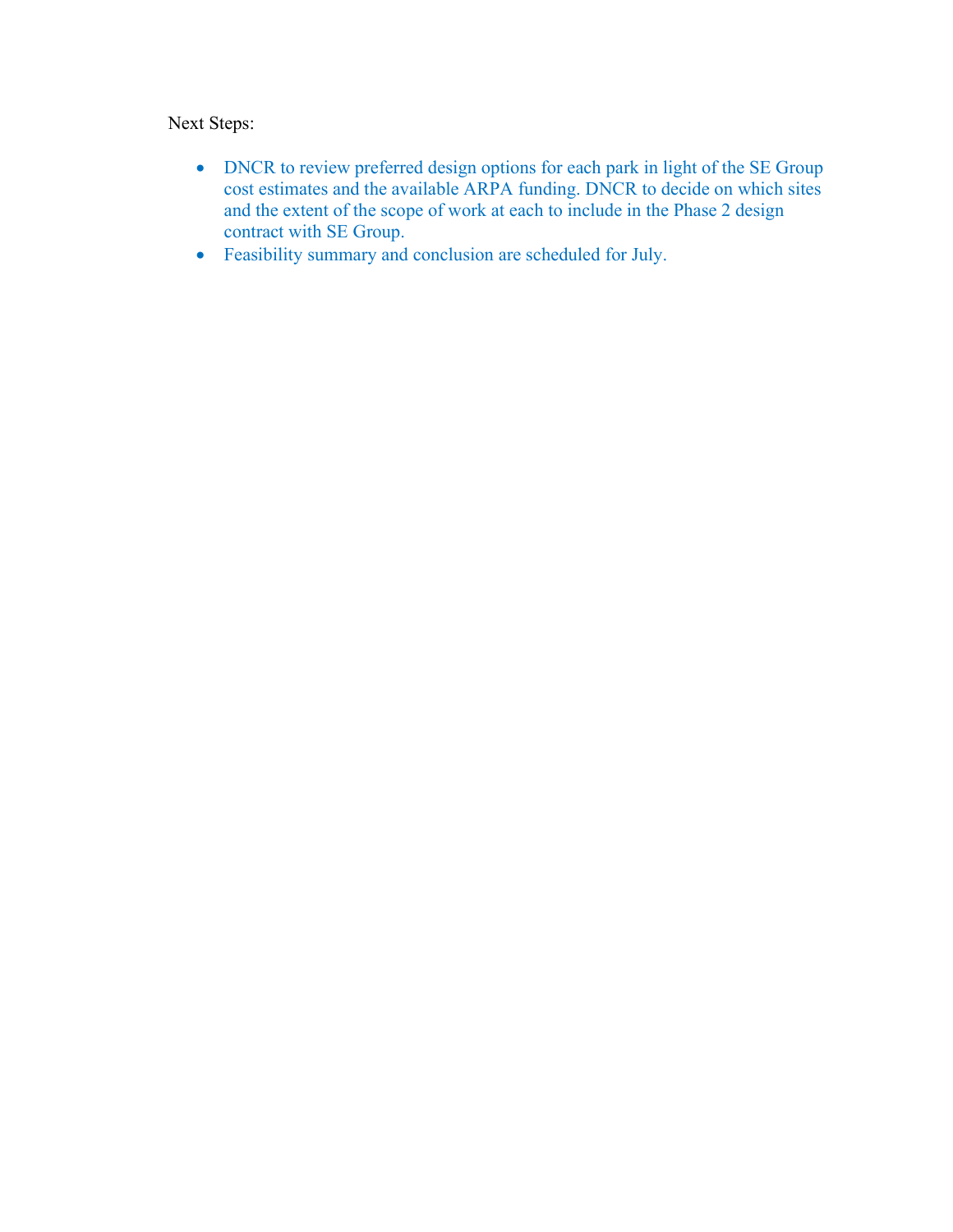Next Steps:

- DNCR to review preferred design options for each park in light of the SE Group cost estimates and the available ARPA funding. DNCR to decide on which sites and the extent of the scope of work at each to include in the Phase 2 design contract with SE Group.
- Feasibility summary and conclusion are scheduled for July.